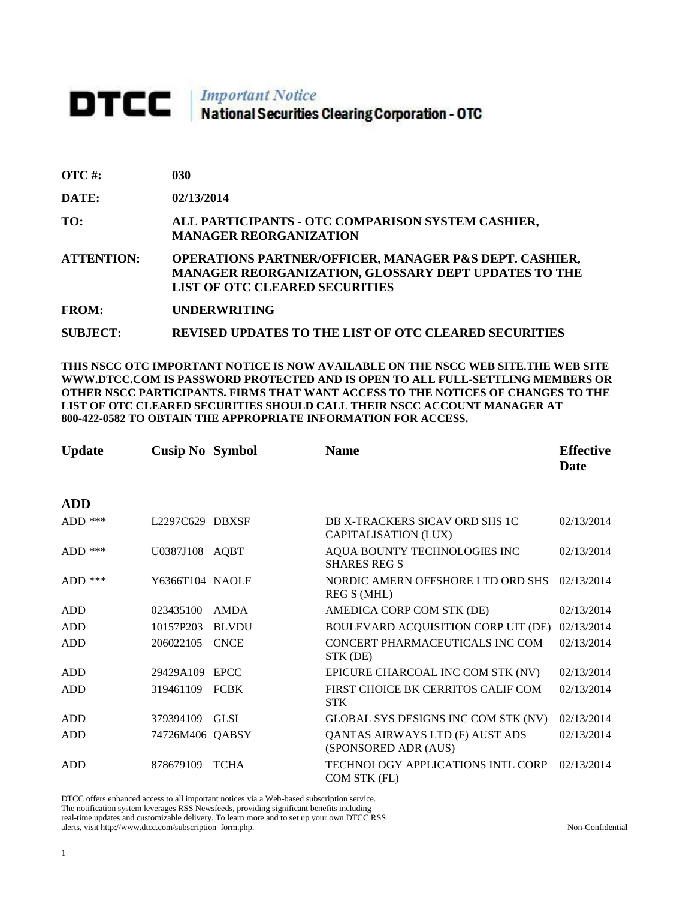# DTCC | *Important Notice* National Securities Clearing Corporation - OTC

**OTC #:** 030

**DATE:** 02/13/2014

**TO:** ALL PARTICIPANTS - OTC COMPARISON SYSTEM CASHIER, MANAGER REORGANIZATION

**ATTENTION:** OPERATIONS PARTNER/OFFICER, MANAGER P&S DEPT. CASHIER, MANAGER REORGANIZATION, GLOSSARY DEPT UPDATES TO THE LIST OF OTC CLEARED SECURITIES

**FROM:** UNDERWRITING

**SUBJECT:** REVISED UPDATES TO THE LIST OF OTC CLEARED SECURITIES

**THIS NSCC OTC IMPORTANT NOTICE IS NOW AVAILABLE ON THE NSCC WEB SITE.THE WEB SITE WWW.DTCC.COM IS PASSWORD PROTECTED AND IS OPEN TO ALL FULL-SETTLING MEMBERS OR OTHER NSCC PARTICIPANTS. FIRMS THAT WANT ACCESS TO THE NOTICES OF CHANGES TO THE LIST OF OTC CLEARED SECURITIES SHOULD CALL THEIR NSCC ACCOUNT MANAGER AT 800-422-0582 TO OBTAIN THE APPROPRIATE INFORMATION FOR ACCESS.**

| Update | Cusip No | Symbol | Name | Effective Date |
|---|---|---|---|---|
| **ADD** | | | | |
| ADD *** | L2297C629 | DBXSF | DB X-TRACKERS SICAV ORD SHS 1C CAPITALISATION (LUX) | 02/13/2014 |
| ADD *** | U0387J108 | AQBT | AQUA BOUNTY TECHNOLOGIES INC SHARES REG S | 02/13/2014 |
| ADD *** | Y6366T104 | NAOLF | NORDIC AMERN OFFSHORE LTD ORD SHS REG S (MHL) | 02/13/2014 |
| ADD | 023435100 | AMDA | AMEDICA CORP COM STK (DE) | 02/13/2014 |
| ADD | 10157P203 | BLVDU | BOULEVARD ACQUISITION CORP UIT (DE) | 02/13/2014 |
| ADD | 206022105 | CNCE | CONCERT PHARMACEUTICALS INC COM STK (DE) | 02/13/2014 |
| ADD | 29429A109 | EPCC | EPICURE CHARCOAL INC COM STK (NV) | 02/13/2014 |
| ADD | 319461109 | FCBK | FIRST CHOICE BK CERRITOS CALIF COM STK | 02/13/2014 |
| ADD | 379394109 | GLSI | GLOBAL SYS DESIGNS INC COM STK (NV) | 02/13/2014 |
| ADD | 74726M406 | QABSY | QANTAS AIRWAYS LTD (F) AUST ADS (SPONSORED ADR (AUS) | 02/13/2014 |
| ADD | 878679109 | TCHA | TECHNOLOGY APPLICATIONS INTL CORP COM STK (FL) | 02/13/2014 |

DTCC offers enhanced access to all important notices via a Web-based subscription service. The notification system leverages RSS Newsfeeds, providing significant benefits including real-time updates and customizable delivery. To learn more and to set up your own DTCC RSS alerts, visit http://www.dtcc.com/subscription_form.php.

Non-Confidential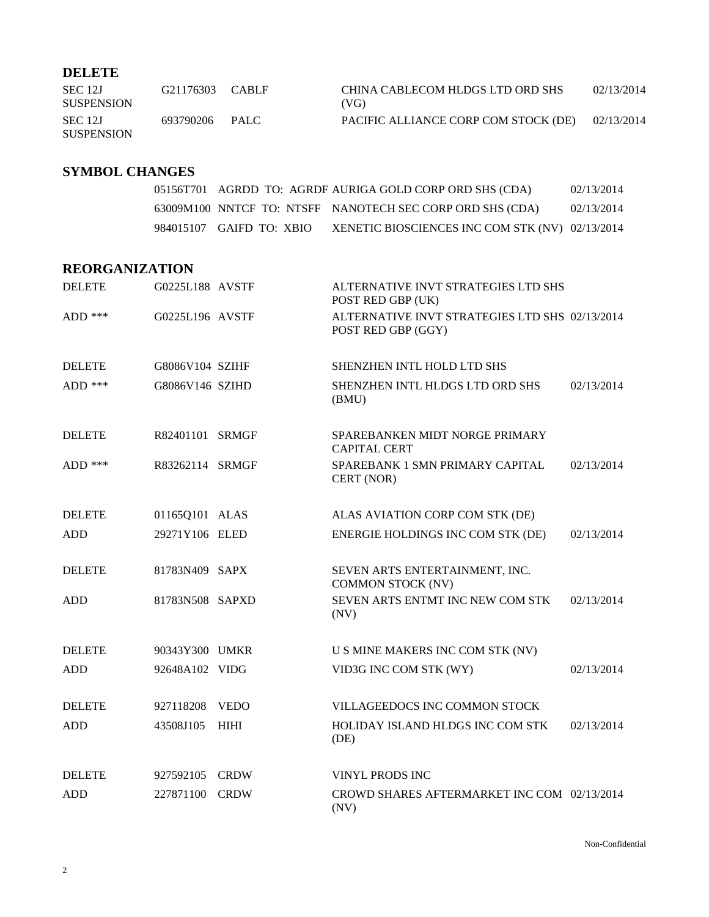## DELETE

| | | | | |
|---|---|---|---|---|
| SEC 12J SUSPENSION | G21176303 | CABLF | CHINA CABLECOM HLDGS LTD ORD SHS (VG) | 02/13/2014 |
| SEC 12J SUSPENSION | 693790206 | PALC | PACIFIC ALLIANCE CORP COM STOCK (DE) | 02/13/2014 |

## SYMBOL CHANGES

| | | | |
|---|---|---|---|
| 05156T701 | AGRDD TO: AGRDF | AURIGA GOLD CORP ORD SHS (CDA) | 02/13/2014 |
| 63009M100 | NNTCF TO: NTSFF | NANOTECH SEC CORP ORD SHS (CDA) | 02/13/2014 |
| 984015107 | GAIFD TO: XBIO | XENETIC BIOSCIENCES INC COM STK (NV) | 02/13/2014 |

## REORGANIZATION

| | | | | |
|---|---|---|---|---|
| DELETE | G0225L188 | AVSTF | ALTERNATIVE INVT STRATEGIES LTD SHS POST RED GBP (UK) | |
| ADD *** | G0225L196 | AVSTF | ALTERNATIVE INVT STRATEGIES LTD SHS POST RED GBP (GGY) | 02/13/2014 |
| DELETE | G8086V104 | SZIHF | SHENZHEN INTL HOLD LTD SHS | |
| ADD *** | G8086V146 | SZIHD | SHENZHEN INTL HLDGS LTD ORD SHS (BMU) | 02/13/2014 |
| DELETE | R82401101 | SRMGF | SPAREBANKEN MIDT NORGE PRIMARY CAPITAL CERT | |
| ADD *** | R83262114 | SRMGF | SPAREBANK 1 SMN PRIMARY CAPITAL CERT (NOR) | 02/13/2014 |
| DELETE | 01165Q101 | ALAS | ALAS AVIATION CORP COM STK (DE) | |
| ADD | 29271Y106 | ELED | ENERGIE HOLDINGS INC COM STK (DE) | 02/13/2014 |
| DELETE | 81783N409 | SAPX | SEVEN ARTS ENTERTAINMENT, INC. COMMON STOCK (NV) | |
| ADD | 81783N508 | SAPXD | SEVEN ARTS ENTMT INC NEW COM STK (NV) | 02/13/2014 |
| DELETE | 90343Y300 | UMKR | U S MINE MAKERS INC COM STK (NV) | |
| ADD | 92648A102 | VIDG | VID3G INC COM STK (WY) | 02/13/2014 |
| DELETE | 927118208 | VEDO | VILLAGEEDOCS INC COMMON STOCK | |
| ADD | 43508J105 | HIHI | HOLIDAY ISLAND HLDGS INC COM STK (DE) | 02/13/2014 |
| DELETE | 927592105 | CRDW | VINYL PRODS INC | |
| ADD | 227871100 | CRDW | CROWD SHARES AFTERMARKET INC COM (NV) | 02/13/2014 |

Non-Confidential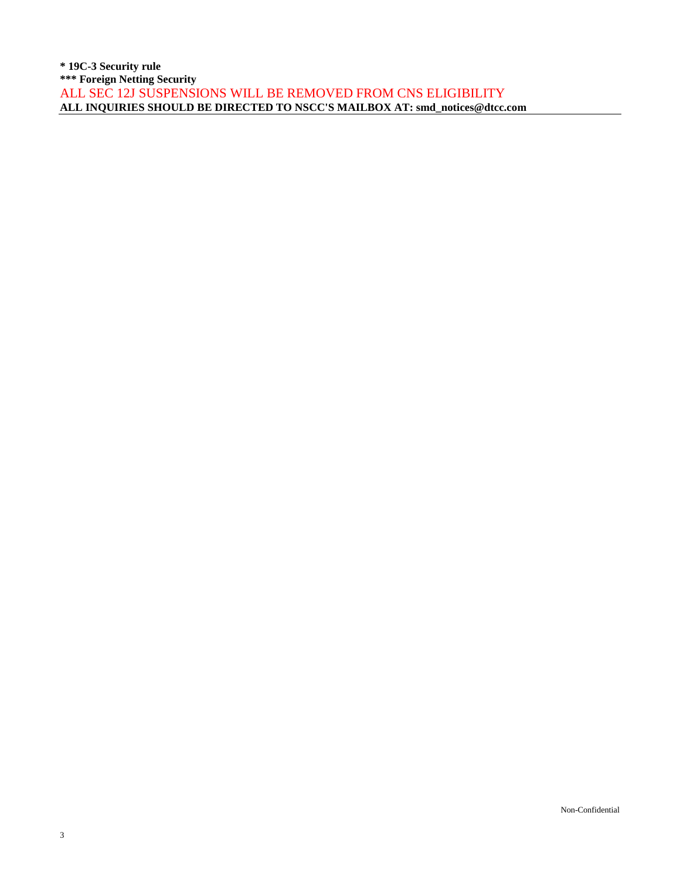**\* 19C-3 Security rule**
**\*\*\* Foreign Netting Security**

ALL SEC 12J SUSPENSIONS WILL BE REMOVED FROM CNS ELIGIBILITY

**ALL INQUIRIES SHOULD BE DIRECTED TO NSCC'S MAILBOX AT: smd_notices@dtcc.com**

Non-Confidential